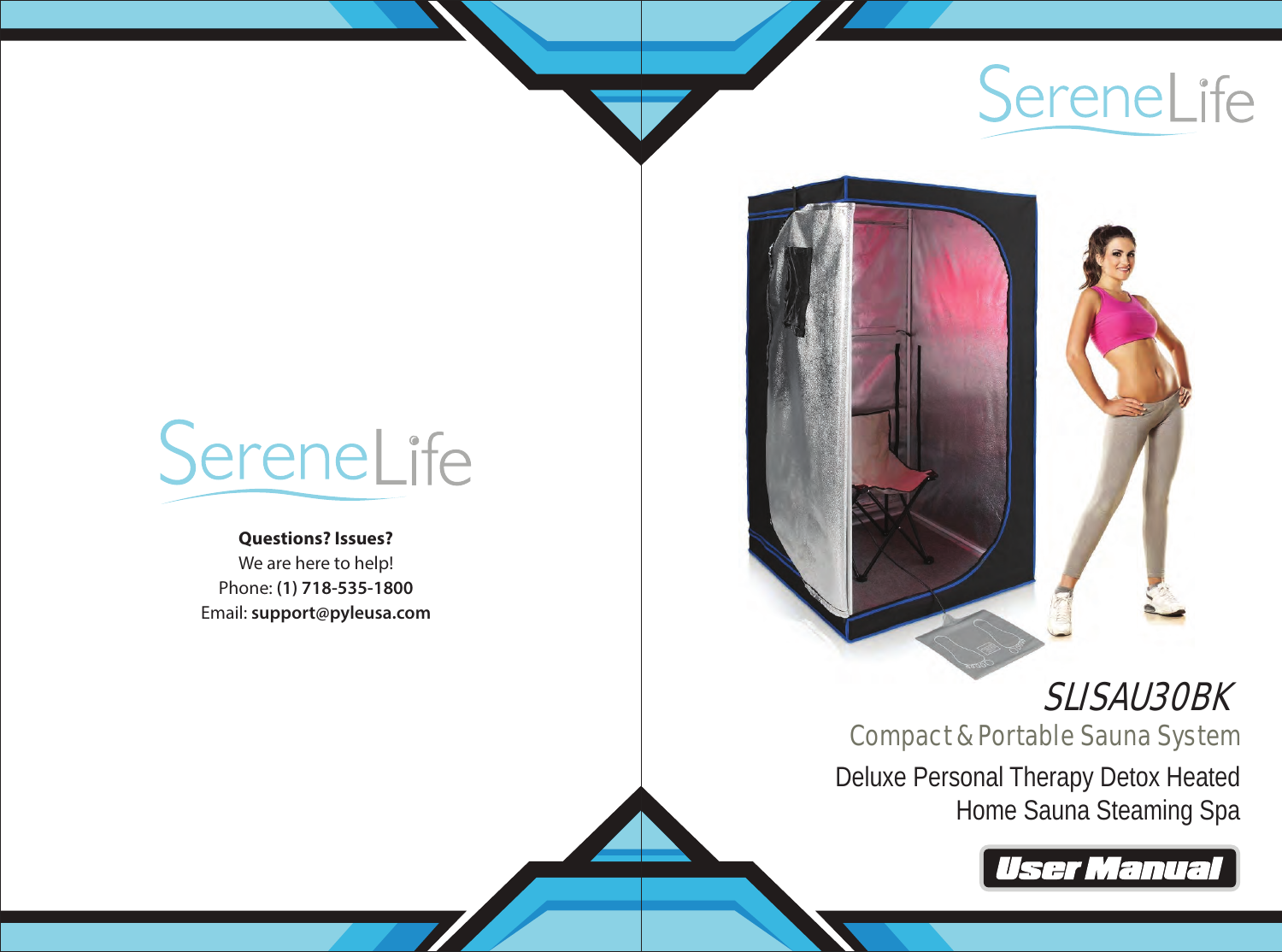SereneLife

**Questions? Issues?**
We are here to help!
Phone: **(1) 718-535-1800**
Email: **support@pyleusa.com**

SereneLife

# SLISAU30BK

## Compact & Portable Sauna System

Deluxe Personal Therapy Detox Heated Home Sauna Steaming Spa

**User Manual**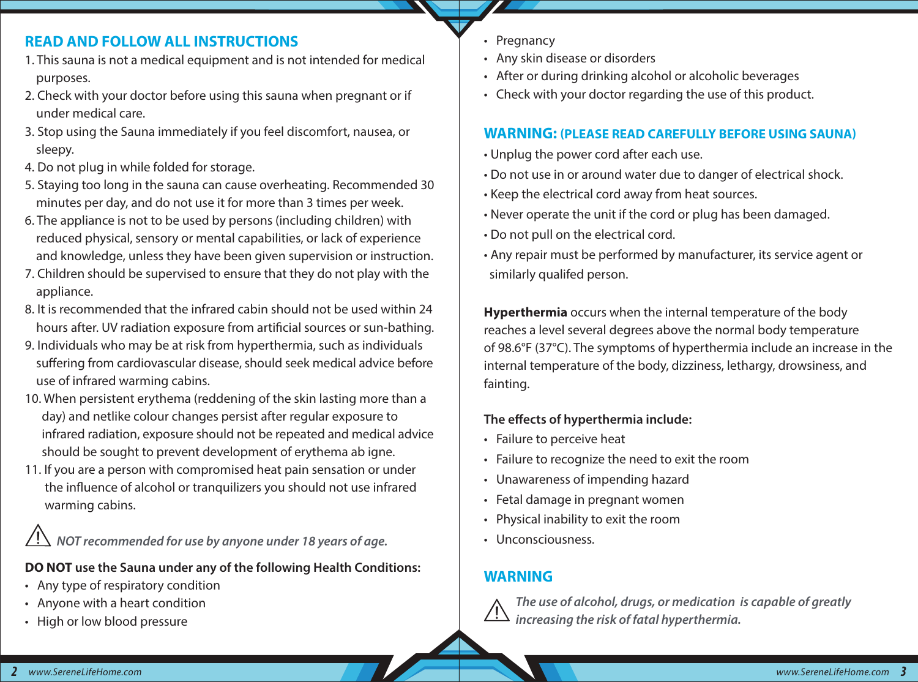## READ AND FOLLOW ALL INSTRUCTIONS

1. This sauna is not a medical equipment and is not intended for medical purposes.
2. Check with your doctor before using this sauna when pregnant or if under medical care.
3. Stop using the Sauna immediately if you feel discomfort, nausea, or sleepy.
4. Do not plug in while folded for storage.
5. Staying too long in the sauna can cause overheating. Recommended 30 minutes per day, and do not use it for more than 3 times per week.
6. The appliance is not to be used by persons (including children) with reduced physical, sensory or mental capabilities, or lack of experience and knowledge, unless they have been given supervision or instruction.
7. Children should be supervised to ensure that they do not play with the appliance.
8. It is recommended that the infrared cabin should not be used within 24 hours after. UV radiation exposure from artificial sources or sun-bathing.
9. Individuals who may be at risk from hyperthermia, such as individuals suffering from cardiovascular disease, should seek medical advice before use of infrared warming cabins.
10. When persistent erythema (reddening of the skin lasting more than a day) and netlike colour changes persist after regular exposure to infrared radiation, exposure should not be repeated and medical advice should be sought to prevent development of erythema ab igne.
11. If you are a person with compromised heat pain sensation or under the influence of alcohol or tranquilizers you should not use infrared warming cabins.

⚠ *NOT recommended for use by anyone under 18 years of age.*

**DO NOT use the Sauna under any of the following Health Conditions:**

- Any type of respiratory condition
- Anyone with a heart condition
- High or low blood pressure
- Pregnancy
- Any skin disease or disorders
- After or during drinking alcohol or alcoholic beverages
- Check with your doctor regarding the use of this product.

## WARNING: (PLEASE READ CAREFULLY BEFORE USING SAUNA)

- Unplug the power cord after each use.
- Do not use in or around water due to danger of electrical shock.
- Keep the electrical cord away from heat sources.
- Never operate the unit if the cord or plug has been damaged.
- Do not pull on the electrical cord.
- Any repair must be performed by manufacturer, its service agent or similarly qualifed person.

**Hyperthermia** occurs when the internal temperature of the body reaches a level several degrees above the normal body temperature of 98.6°F (37°C). The symptoms of hyperthermia include an increase in the internal temperature of the body, dizziness, lethargy, drowsiness, and fainting.

**The effects of hyperthermia include:**

- Failure to perceive heat
- Failure to recognize the need to exit the room
- Unawareness of impending hazard
- Fetal damage in pregnant women
- Physical inability to exit the room
- Unconsciousness.

## WARNING

⚠ ***The use of alcohol, drugs, or medication is capable of greatly increasing the risk of fatal hyperthermia.***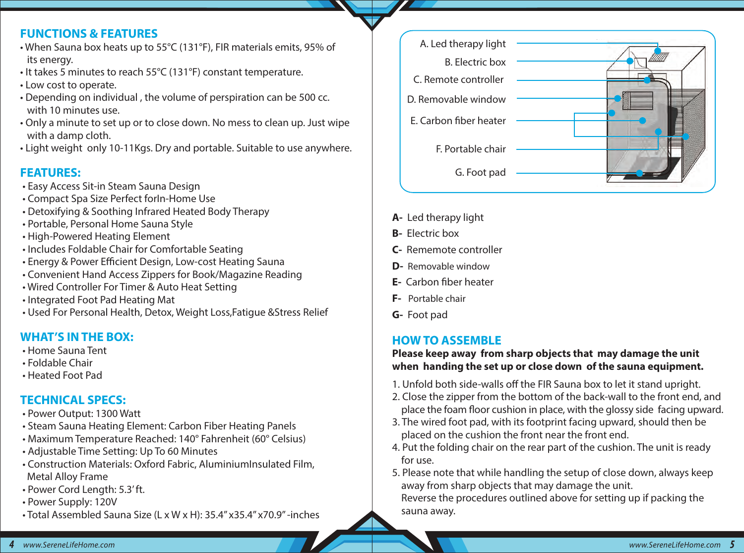## FUNCTIONS & FEATURES

- When Sauna box heats up to 55°C (131°F), FIR materials emits, 95% of its energy.
- It takes 5 minutes to reach 55°C (131°F) constant temperature.
- Low cost to operate.
- Depending on individual , the volume of perspiration can be 500 cc. with 10 minutes use.
- Only a minute to set up or to close down. No mess to clean up. Just wipe with a damp cloth.
- Light weight only 10-11Kgs. Dry and portable. Suitable to use anywhere.

## FEATURES:

- Easy Access Sit-in Steam Sauna Design
- Compact Spa Size Perfect forIn-Home Use
- Detoxifying & Soothing Infrared Heated Body Therapy
- Portable, Personal Home Sauna Style
- High-Powered Heating Element
- Includes Foldable Chair for Comfortable Seating
- Energy & Power Efficient Design, Low-cost Heating Sauna
- Convenient Hand Access Zippers for Book/Magazine Reading
- Wired Controller For Timer & Auto Heat Setting
- Integrated Foot Pad Heating Mat
- Used For Personal Health, Detox, Weight Loss,Fatigue &Stress Relief

## WHAT'S IN THE BOX:

- Home Sauna Tent
- Foldable Chair
- Heated Foot Pad

## TECHNICAL SPECS:

- Power Output: 1300 Watt
- Steam Sauna Heating Element: Carbon Fiber Heating Panels
- Maximum Temperature Reached: 140° Fahrenheit (60° Celsius)
- Adjustable Time Setting: Up To 60 Minutes
- Construction Materials: Oxford Fabric, AluminiumInsulated Film, Metal Alloy Frame
- Power Cord Length: 5.3' ft.
- Power Supply: 120V
- Total Assembled Sauna Size (L x W x H): 35.4" x35.4" x70.9" -inches

A. Led therapy light
B. Electric box
C. Remote controller
D. Removable window
E. Carbon fiber heater
F. Portable chair
G. Foot pad

**A-** Led therapy light
**B-** Electric box
**C-** Rememote controller
**D-** Removable window
**E-** Carbon fiber heater
**F-** Portable chair
**G-** Foot pad

## HOW TO ASSEMBLE

**Please keep away from sharp objects that may damage the unit when handing the set up or close down of the sauna equipment.**

1. Unfold both side-walls off the FIR Sauna box to let it stand upright.
2. Close the zipper from the bottom of the back-wall to the front end, and place the foam floor cushion in place, with the glossy side facing upward.
3. The wired foot pad, with its footprint facing upward, should then be placed on the cushion the front near the front end.
4. Put the folding chair on the rear part of the cushion. The unit is ready for use.
5. Please note that while handling the setup of close down, always keep away from sharp objects that may damage the unit.
   Reverse the procedures outlined above for setting up if packing the sauna away.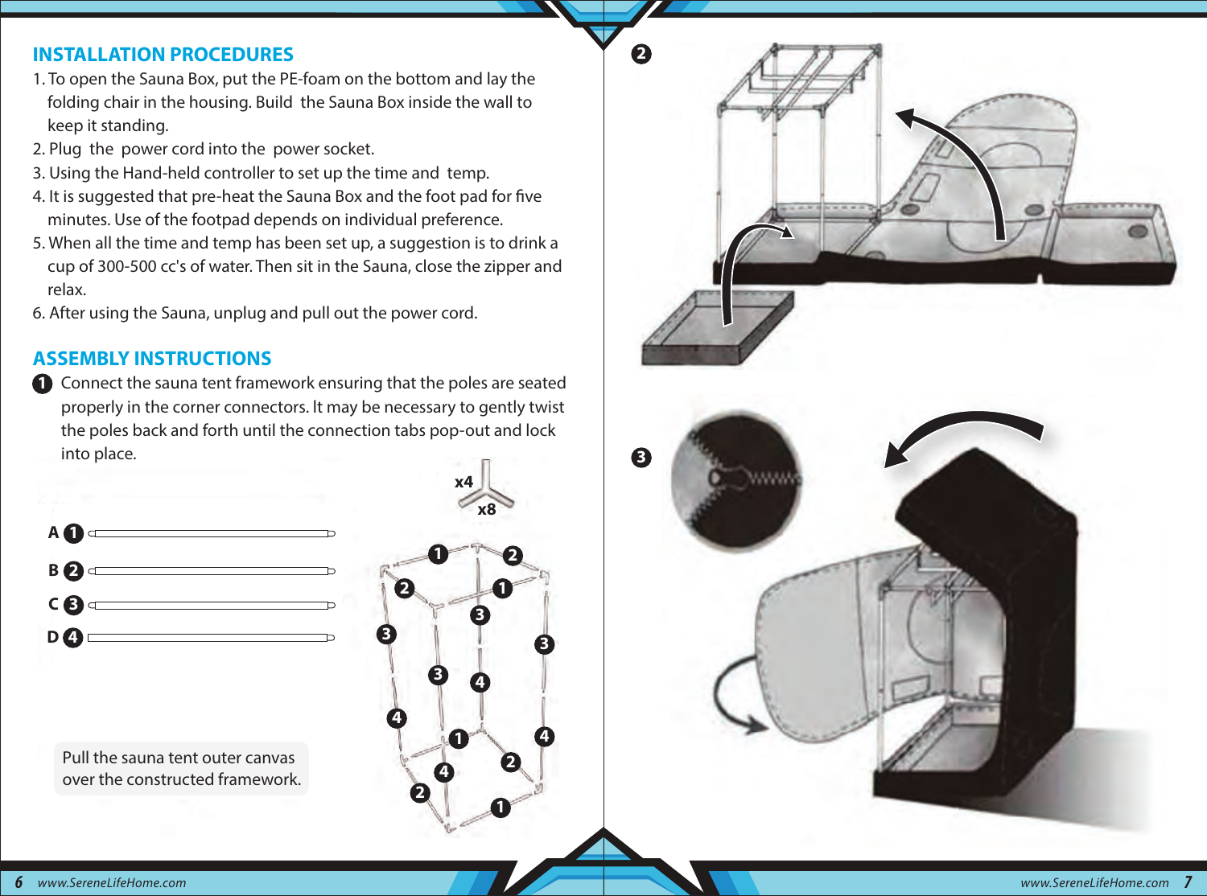## INSTALLATION PROCEDURES

1. To open the Sauna Box, put the PE-foam on the bottom and lay the folding chair in the housing. Build the Sauna Box inside the wall to keep it standing.
2. Plug the power cord into the power socket.
3. Using the Hand-held controller to set up the time and temp.
4. It is suggested that pre-heat the Sauna Box and the foot pad for five minutes. Use of the footpad depends on individual preference.
5. When all the time and temp has been set up, a suggestion is to drink a cup of 300-500 cc's of water. Then sit in the Sauna, close the zipper and relax.
6. After using the Sauna, unplug and pull out the power cord.

## ASSEMBLY INSTRUCTIONS

**1** Connect the sauna tent framework ensuring that the poles are seated properly in the corner connectors. It may be necessary to gently twist the poles back and forth until the connection tabs pop-out and lock into place.

A 1

B 2

C 3

D 4

x4

x8

Pull the sauna tent outer canvas over the constructed framework.

**2**

**3**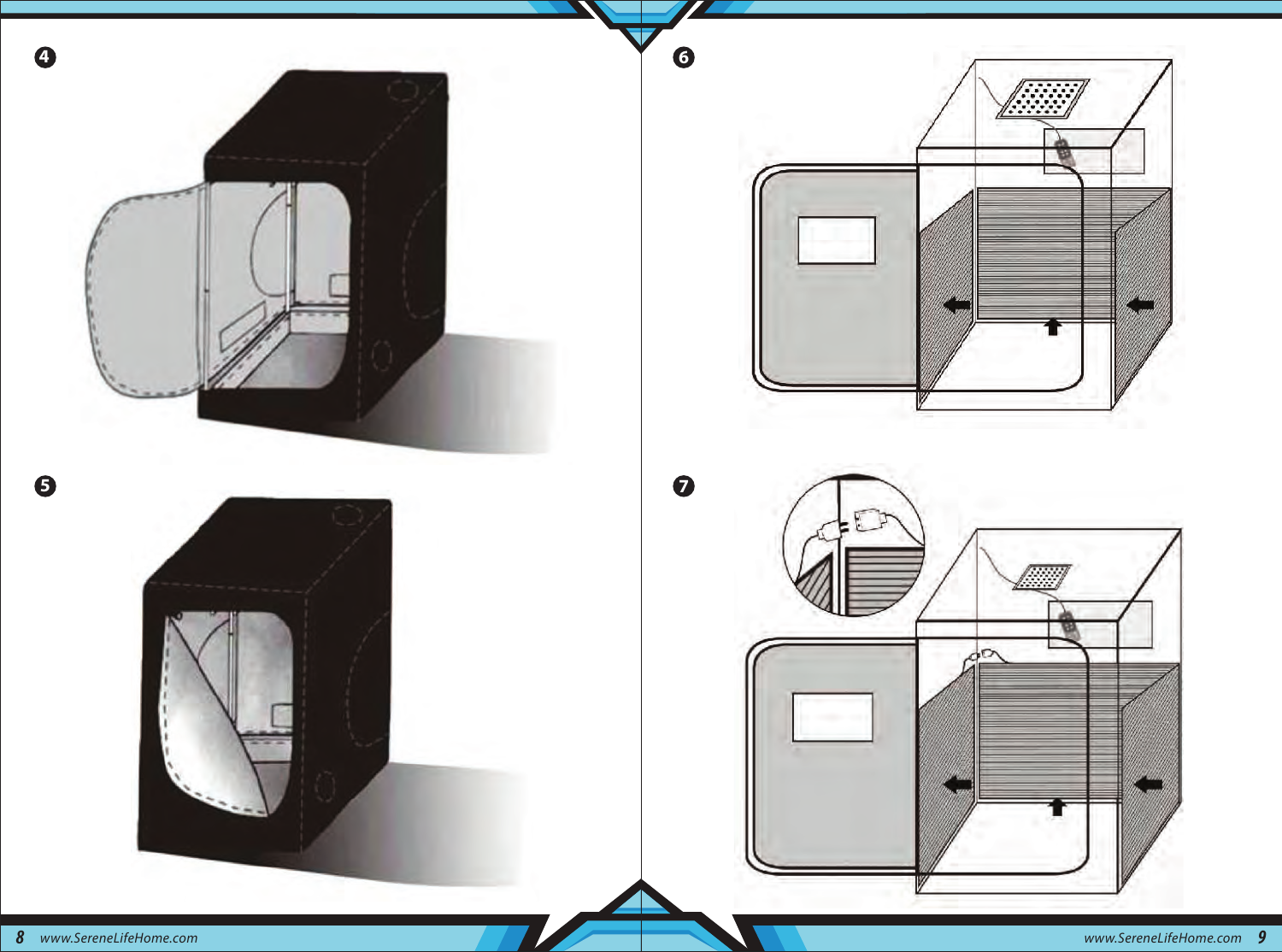❹

❺

❻

❼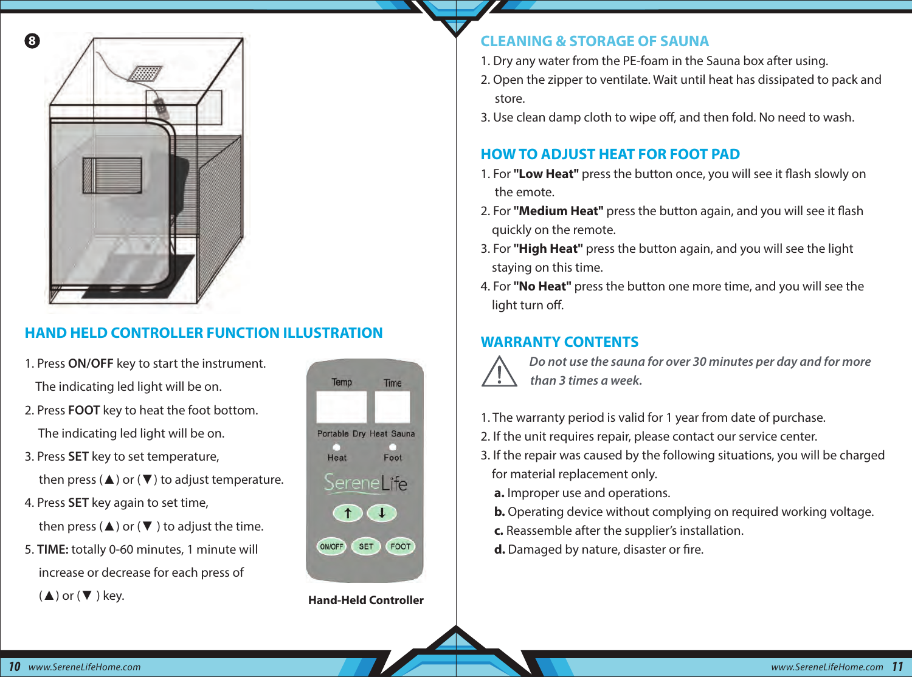8

## HAND HELD CONTROLLER FUNCTION ILLUSTRATION

1. Press **ON/OFF** key to start the instrument.
   The indicating led light will be on.
2. Press **FOOT** key to heat the foot bottom.
   The indicating led light will be on.
3. Press **SET** key to set temperature,
   then press (▲) or (▼) to adjust temperature.
4. Press **SET** key again to set time,
   then press (▲) or (▼ ) to adjust the time.
5. **TIME:** totally 0-60 minutes, 1 minute will
   increase or decrease for each press of
   (▲) or (▼ ) key.

Temp Time

Portable Dry Heat Sauna

Heat Foot

SereneLife

ON/OFF SET FOOT

**Hand-Held Controller**

## CLEANING & STORAGE OF SAUNA

1. Dry any water from the PE-foam in the Sauna box after using.
2. Open the zipper to ventilate. Wait until heat has dissipated to pack and store.
3. Use clean damp cloth to wipe off, and then fold. No need to wash.

## HOW TO ADJUST HEAT FOR FOOT PAD

1. For **"Low Heat"** press the button once, you will see it flash slowly on the emote.
2. For **"Medium Heat"** press the button again, and you will see it flash quickly on the remote.
3. For **"High Heat"** press the button again, and you will see the light staying on this time.
4. For **"No Heat"** press the button one more time, and you will see the light turn off.

## WARRANTY CONTENTS

⚠ ***Do not use the sauna for over 30 minutes per day and for more than 3 times a week.***

1. The warranty period is valid for 1 year from date of purchase.
2. If the unit requires repair, please contact our service center.
3. If the repair was caused by the following situations, you will be charged for material replacement only.
   **a.** Improper use and operations.
   **b.** Operating device without complying on required working voltage.
   **c.** Reassemble after the supplier's installation.
   **d.** Damaged by nature, disaster or fire.